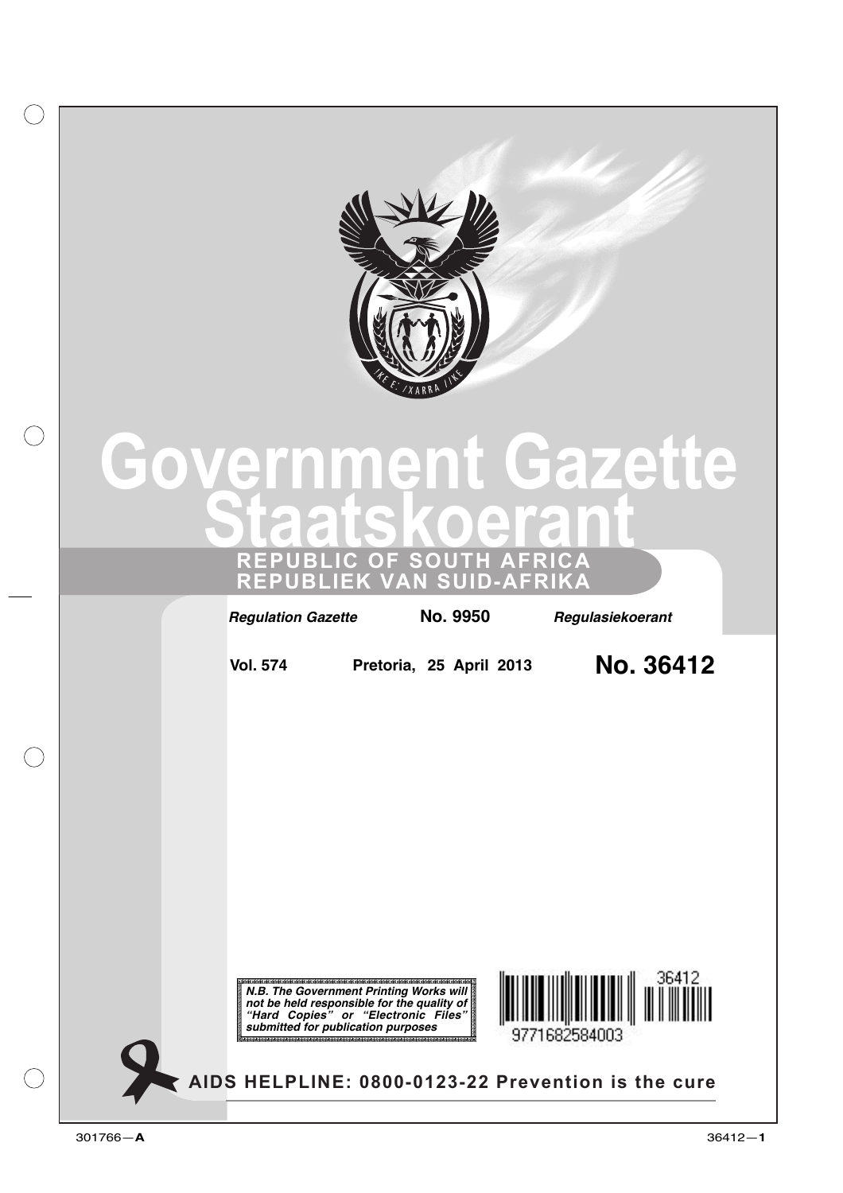# Government Gazette
# Staatskoerant

## REPUBLIC OF SOUTH AFRICA
## REPUBLIEK VAN SUID-AFRIKA

*Regulation Gazette* **No. 9950** *Regulasiekoerant*

**Vol. 574** **Pretoria, 25 April 2013** **No. 36412**

***N.B. The Government Printing Works will not be held responsible for the quality of "Hard Copies" or "Electronic Files" submitted for publication purposes***

9771682584003 36412

**AIDS HELPLINE: 0800-0123-22 Prevention is the cure**

301766—**A**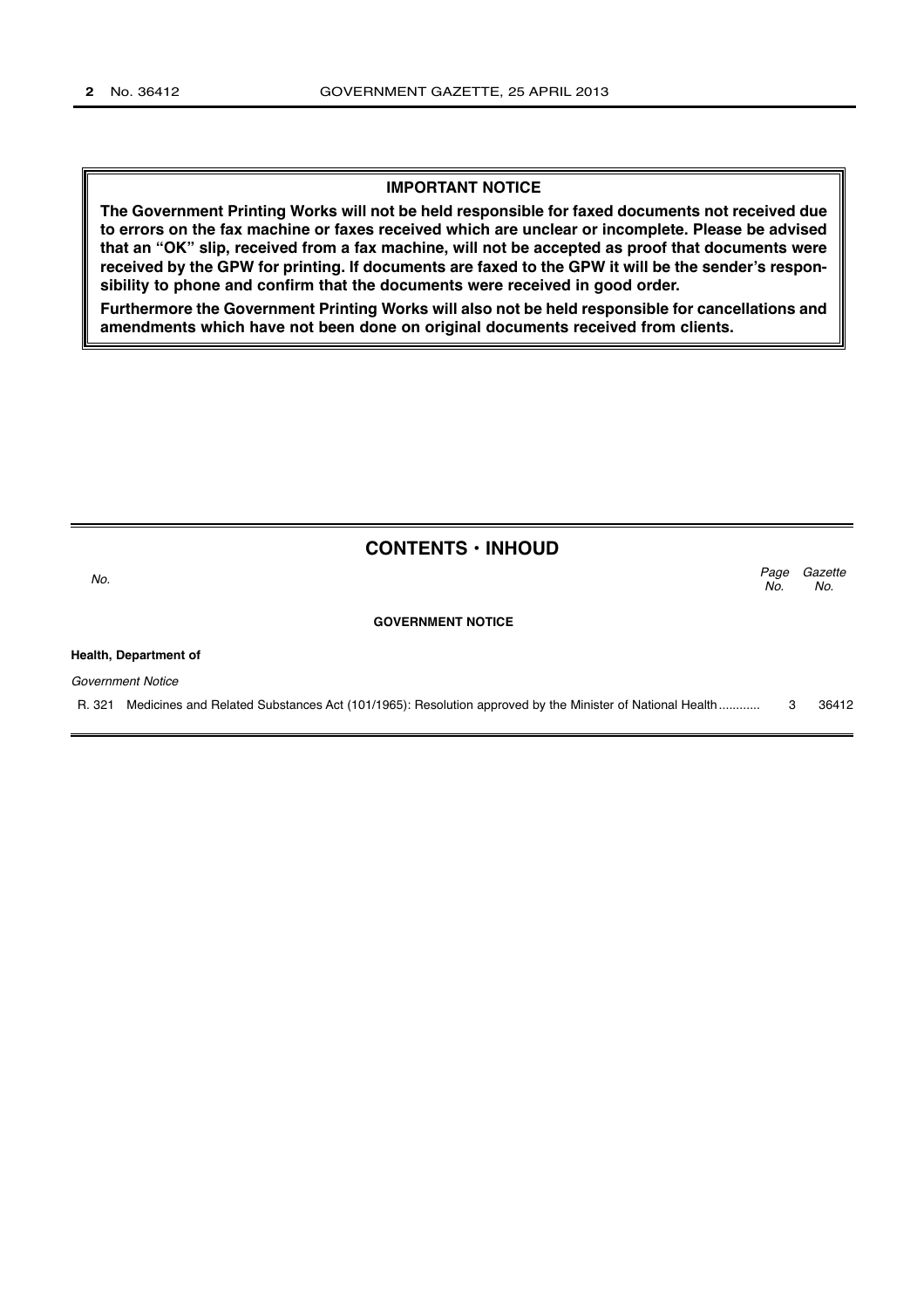**IMPORTANT NOTICE**

**The Government Printing Works will not be held responsible for faxed documents not received due to errors on the fax machine or faxes received which are unclear or incomplete. Please be advised that an "OK" slip, received from a fax machine, will not be accepted as proof that documents were received by the GPW for printing. If documents are faxed to the GPW it will be the sender's responsibility to phone and confirm that the documents were received in good order.**

**Furthermore the Government Printing Works will also not be held responsible for cancellations and amendments which have not been done on original documents received from clients.**

## CONTENTS · INHOUD

| *No.* | | *Page No.* | *Gazette No.* |
|---|---|---|---|
| | **GOVERNMENT NOTICE** | | |
| **Health, Department of** | | | |
| *Government Notice* | | | |
| R. 321 | Medicines and Related Substances Act (101/1965): Resolution approved by the Minister of National Health ........... | 3 | 36412 |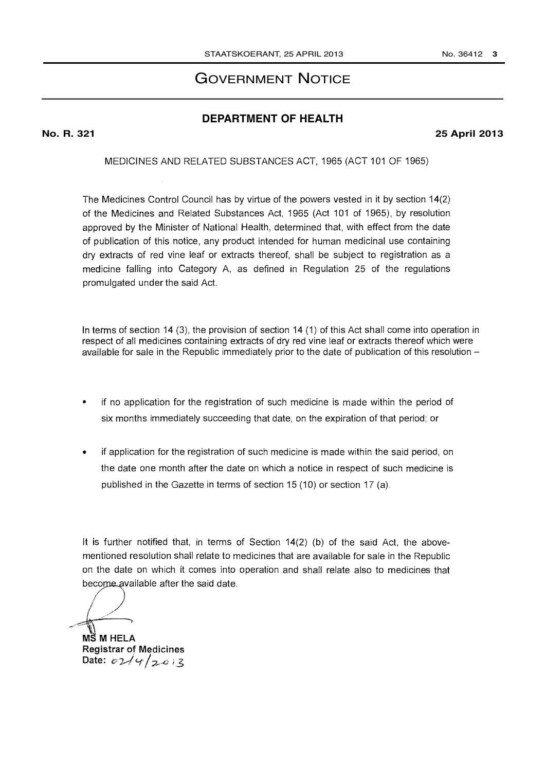# GOVERNMENT NOTICE

## DEPARTMENT OF HEALTH

**No. R. 321** **25 April 2013**

MEDICINES AND RELATED SUBSTANCES ACT, 1965 (ACT 101 OF 1965)

The Medicines Control Council has by virtue of the powers vested in it by section 14(2) of the Medicines and Related Substances Act, 1965 (Act 101 of 1965), by resolution approved by the Minister of National Health, determined that, with effect from the date of publication of this notice, any product intended for human medicinal use containing dry extracts of red vine leaf or extracts thereof, shall be subject to registration as a medicine falling into Category A, as defined in Regulation 25 of the regulations promulgated under the said Act.

In terms of section 14 (3), the provision of section 14 (1) of this Act shall come into operation in respect of all medicines containing extracts of dry red vine leaf or extracts thereof which were available for sale in the Republic immediately prior to the date of publication of this resolution –

- if no application for the registration of such medicine is made within the period of six months immediately succeeding that date, on the expiration of that period; or
- if application for the registration of such medicine is made within the said period, on the date one month after the date on which a notice in respect of such medicine is published in the Gazette in terms of section 15 (10) or section 17 (a).

It is further notified that, in terms of Section 14(2) (b) of the said Act, the above-mentioned resolution shall relate to medicines that are available for sale in the Republic on the date on which it comes into operation and shall relate also to medicines that become available after the said date.

**MS M HELA**
**Registrar of Medicines**
**Date:** 02/4/2013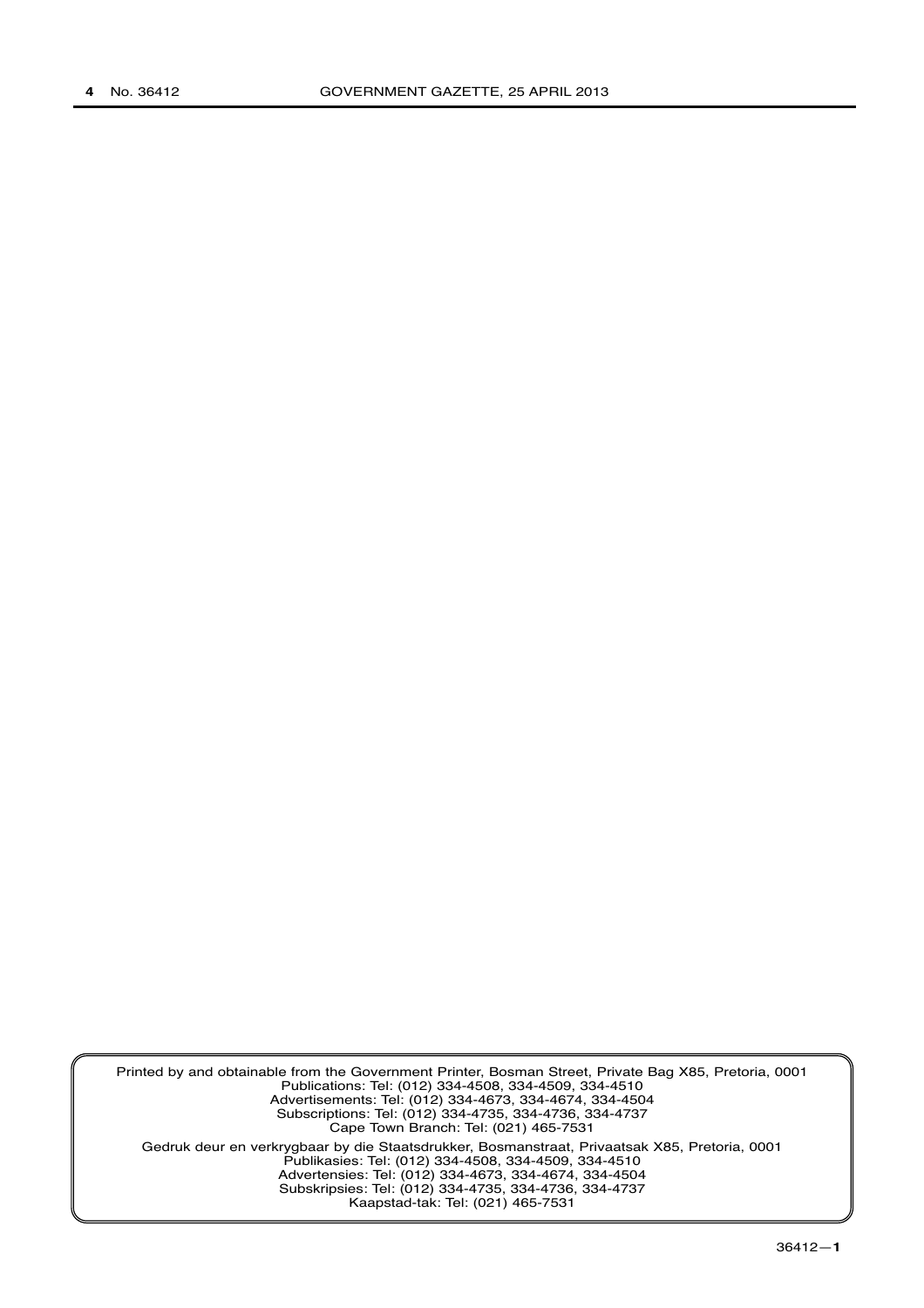Printed by and obtainable from the Government Printer, Bosman Street, Private Bag X85, Pretoria, 0001
Publications: Tel: (012) 334-4508, 334-4509, 334-4510
Advertisements: Tel: (012) 334-4673, 334-4674, 334-4504
Subscriptions: Tel: (012) 334-4735, 334-4736, 334-4737
Cape Town Branch: Tel: (021) 465-7531

Gedruk deur en verkrygbaar by die Staatsdrukker, Bosmanstraat, Privaatsak X85, Pretoria, 0001
Publikasies: Tel: (012) 334-4508, 334-4509, 334-4510
Advertensies: Tel: (012) 334-4673, 334-4674, 334-4504
Subskripsies: Tel: (012) 334-4735, 334-4736, 334-4737
Kaapstad-tak: Tel: (021) 465-7531

36412—**1**